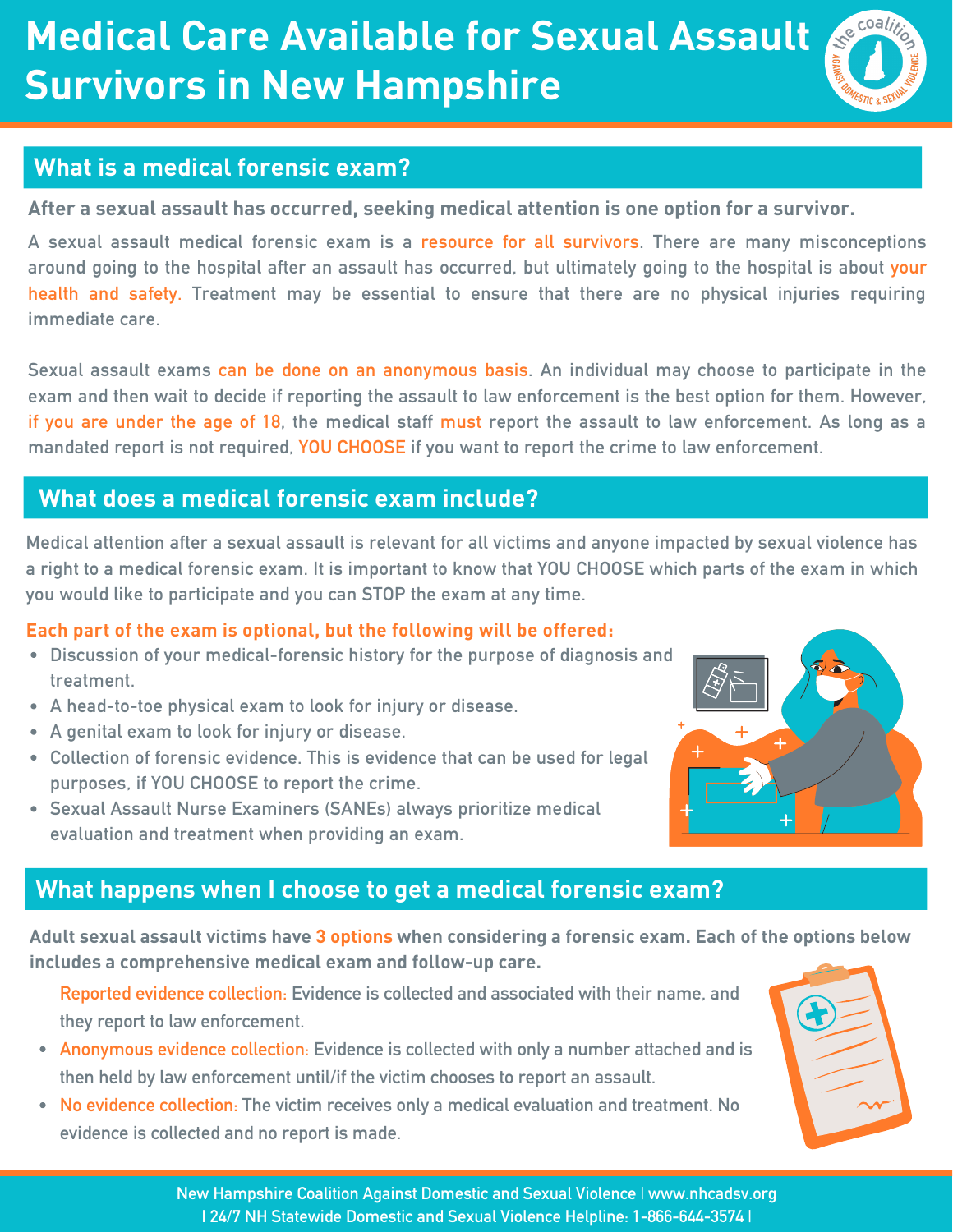# Medical Care Available for Sexual Assault Survivors in New Hampshire

## What is a medical forensic exam?

**After a sexual assault has occurred, seeking medical attention is one option for a survivor.**

A sexual assault medical forensic exam is a resource for all survivors. There are many misconceptions around going to the hospital after an assault has occurred, but ultimately going to the hospital is about your health and safety. Treatment may be essential to ensure that there are no physical injuries requiring immediate care.

Sexual assault exams can be done on an anonymous basis. An individual may choose to participate in the exam and then wait to decide if reporting the assault to law enforcement is the best option for them. However, if you are under the age of 18, the medical staff must report the assault to law enforcement. As long as a mandated report is not required, YOU CHOOSE if you want to report the crime to law enforcement.

## What does a medical forensic exam include?

Medical attention after a sexual assault is relevant for all victims and anyone impacted by sexual violence has a right to a medical forensic exam. It is important to know that YOU CHOOSE which parts of the exam in which you would like to participate and you can STOP the exam at any time.

**Each part of the exam is optional, but the following will be offered:**

- Discussion of your medical-forensic history for the purpose of diagnosis and treatment.
- A head-to-toe physical exam to look for injury or disease.
- A genital exam to look for injury or disease.
- Collection of forensic evidence. This is evidence that can be used for legal purposes, if YOU CHOOSE to report the crime.
- Sexual Assault Nurse Examiners (SANEs) always prioritize medical evaluation and treatment when providing an exam.

## What happens when I choose to get a medical forensic exam?

**Adult sexual assault victims have 3 options when considering a forensic exam. Each of the options below includes a comprehensive medical exam and follow-up care.**

- Reported evidence collection: Evidence is collected and associated with their name, and they report to law enforcement.
- Anonymous evidence collection: Evidence is collected with only a number attached and is then held by law enforcement until/if the victim chooses to report an assault.
- No evidence collection: The victim receives only a medical evaluation and treatment. No evidence is collected and no report is made.

New Hampshire Coalition Against Domestic and Sexual Violence | www.nhcadsv.org
| 24/7 NH Statewide Domestic and Sexual Violence Helpline: 1-866-644-3574 |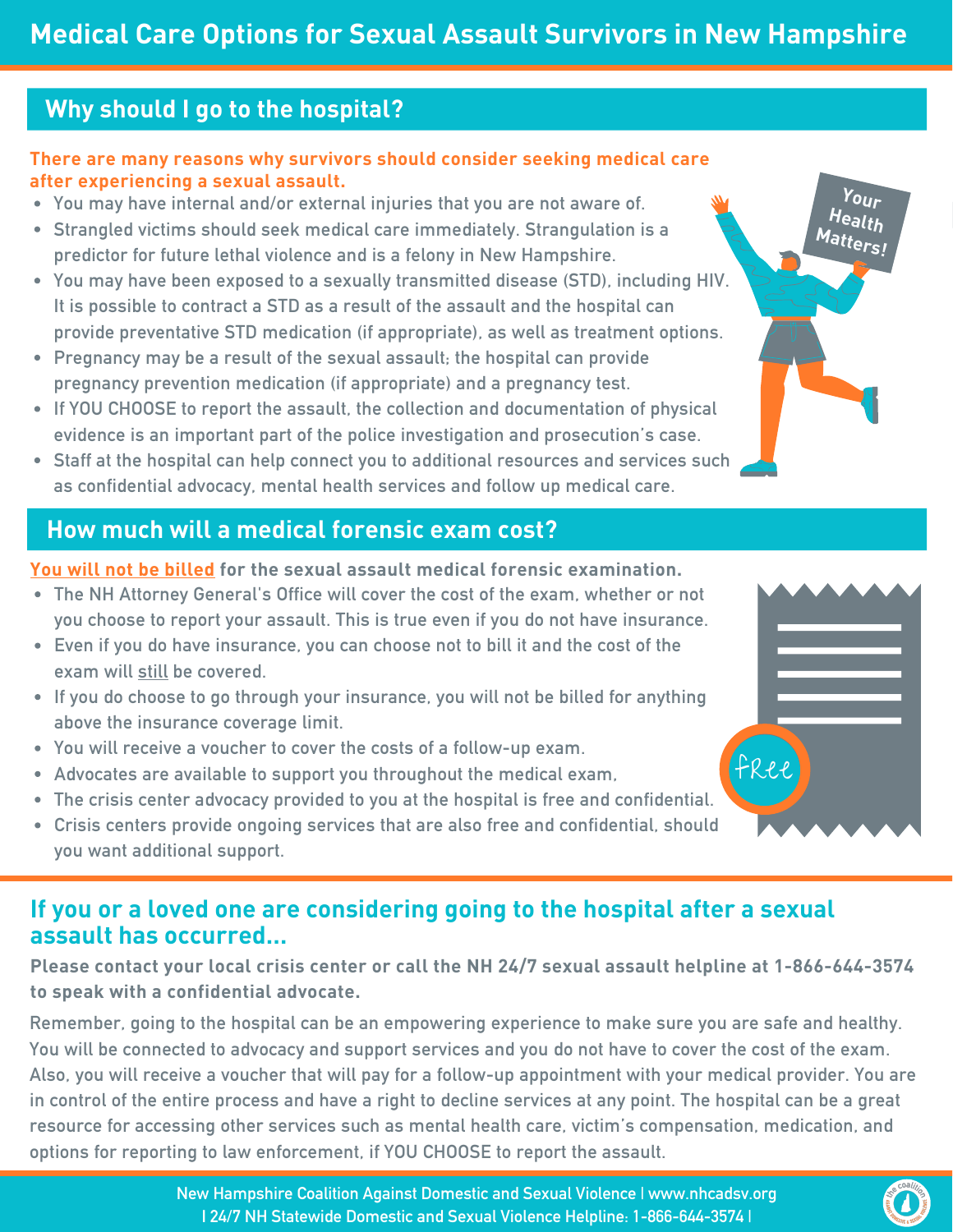# Medical Care Options for Sexual Assault Survivors in New Hampshire

## Why should I go to the hospital?

**There are many reasons why survivors should consider seeking medical care after experiencing a sexual assault.**

- You may have internal and/or external injuries that you are not aware of.
- Strangled victims should seek medical care immediately. Strangulation is a predictor for future lethal violence and is a felony in New Hampshire.
- You may have been exposed to a sexually transmitted disease (STD), including HIV. It is possible to contract a STD as a result of the assault and the hospital can provide preventative STD medication (if appropriate), as well as treatment options.
- Pregnancy may be a result of the sexual assault; the hospital can provide pregnancy prevention medication (if appropriate) and a pregnancy test.
- If YOU CHOOSE to report the assault, the collection and documentation of physical evidence is an important part of the police investigation and prosecution's case.
- Staff at the hospital can help connect you to additional resources and services such as confidential advocacy, mental health services and follow up medical care.

Your Health Matters!

## How much will a medical forensic exam cost?

**You will not be billed for the sexual assault medical forensic examination.**

- The NH Attorney General's Office will cover the cost of the exam, whether or not you choose to report your assault. This is true even if you do not have insurance.
- Even if you do have insurance, you can choose not to bill it and the cost of the exam will still be covered.
- If you do choose to go through your insurance, you will not be billed for anything above the insurance coverage limit.
- You will receive a voucher to cover the costs of a follow-up exam.
- Advocates are available to support you throughout the medical exam,
- The crisis center advocacy provided to you at the hospital is free and confidential.
- Crisis centers provide ongoing services that are also free and confidential, should you want additional support.

free

## If you or a loved one are considering going to the hospital after a sexual assault has occurred...

**Please contact your local crisis center or call the NH 24/7 sexual assault helpline at 1-866-644-3574 to speak with a confidential advocate.**

Remember, going to the hospital can be an empowering experience to make sure you are safe and healthy. You will be connected to advocacy and support services and you do not have to cover the cost of the exam. Also, you will receive a voucher that will pay for a follow-up appointment with your medical provider. You are in control of the entire process and have a right to decline services at any point. The hospital can be a great resource for accessing other services such as mental health care, victim's compensation, medication, and options for reporting to law enforcement, if YOU CHOOSE to report the assault.

New Hampshire Coalition Against Domestic and Sexual Violence | www.nhcadsv.org
| 24/7 NH Statewide Domestic and Sexual Violence Helpline: 1-866-644-3574 |